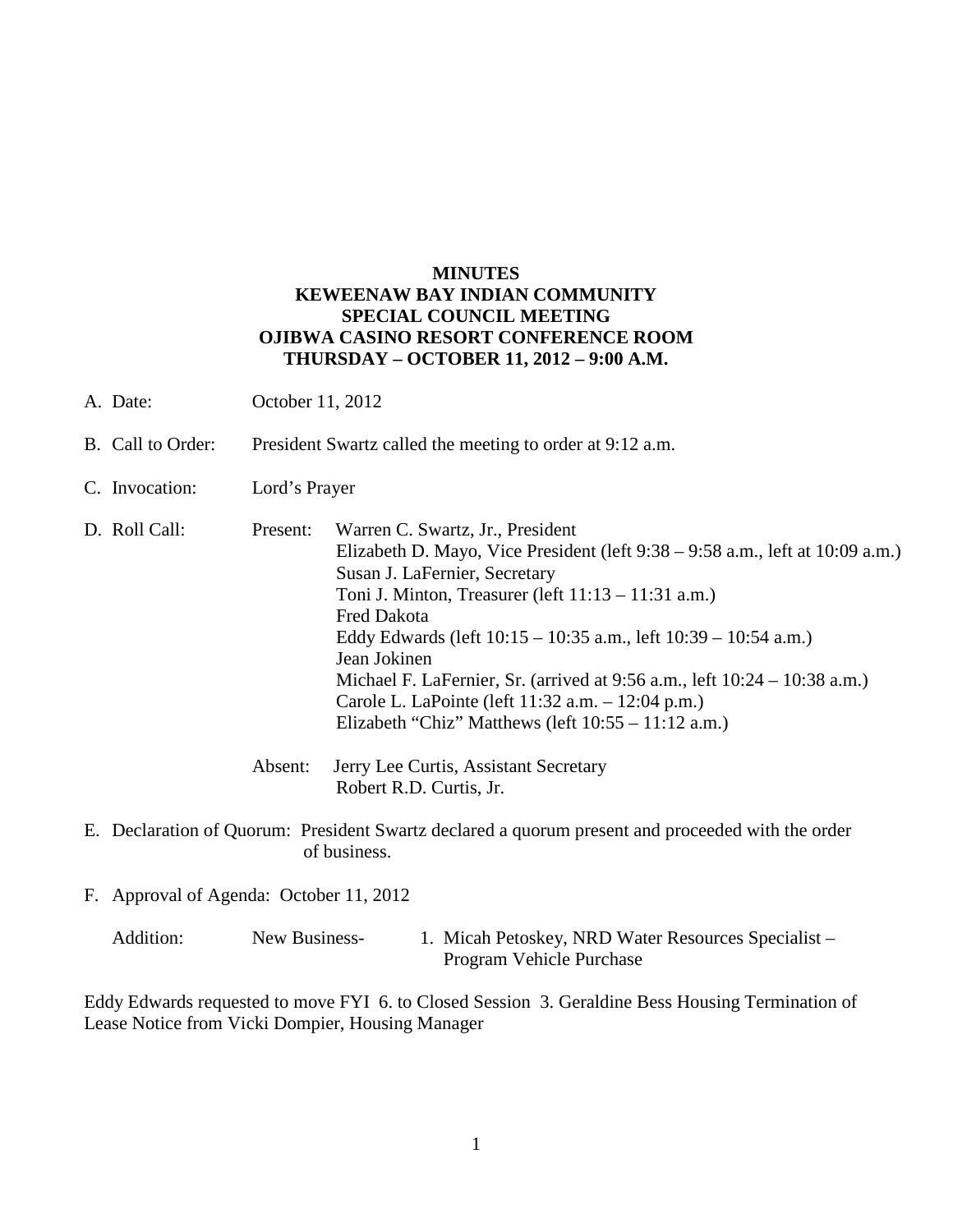# MINUTES
## KEWEENAW BAY INDIAN COMMUNITY
## SPECIAL COUNCIL MEETING
## OJIBWA CASINO RESORT CONFERENCE ROOM
## THURSDAY – OCTOBER 11, 2012 – 9:00 A.M.

A. Date: October 11, 2012

B. Call to Order: President Swartz called the meeting to order at 9:12 a.m.

C. Invocation: Lord's Prayer

D. Roll Call:

Present:
- Warren C. Swartz, Jr., President
- Elizabeth D. Mayo, Vice President (left 9:38 – 9:58 a.m., left at 10:09 a.m.)
- Susan J. LaFernier, Secretary
- Toni J. Minton, Treasurer (left 11:13 – 11:31 a.m.)
- Fred Dakota
- Eddy Edwards (left 10:15 – 10:35 a.m., left 10:39 – 10:54 a.m.)
- Jean Jokinen
- Michael F. LaFernier, Sr. (arrived at 9:56 a.m., left 10:24 – 10:38 a.m.)
- Carole L. LaPointe (left 11:32 a.m. – 12:04 p.m.)
- Elizabeth "Chiz" Matthews (left 10:55 – 11:12 a.m.)

Absent:
- Jerry Lee Curtis, Assistant Secretary
- Robert R.D. Curtis, Jr.

E. Declaration of Quorum: President Swartz declared a quorum present and proceeded with the order of business.

F. Approval of Agenda: October 11, 2012

Addition: New Business- 1. Micah Petoskey, NRD Water Resources Specialist – Program Vehicle Purchase

Eddy Edwards requested to move FYI 6. to Closed Session 3. Geraldine Bess Housing Termination of Lease Notice from Vicki Dompier, Housing Manager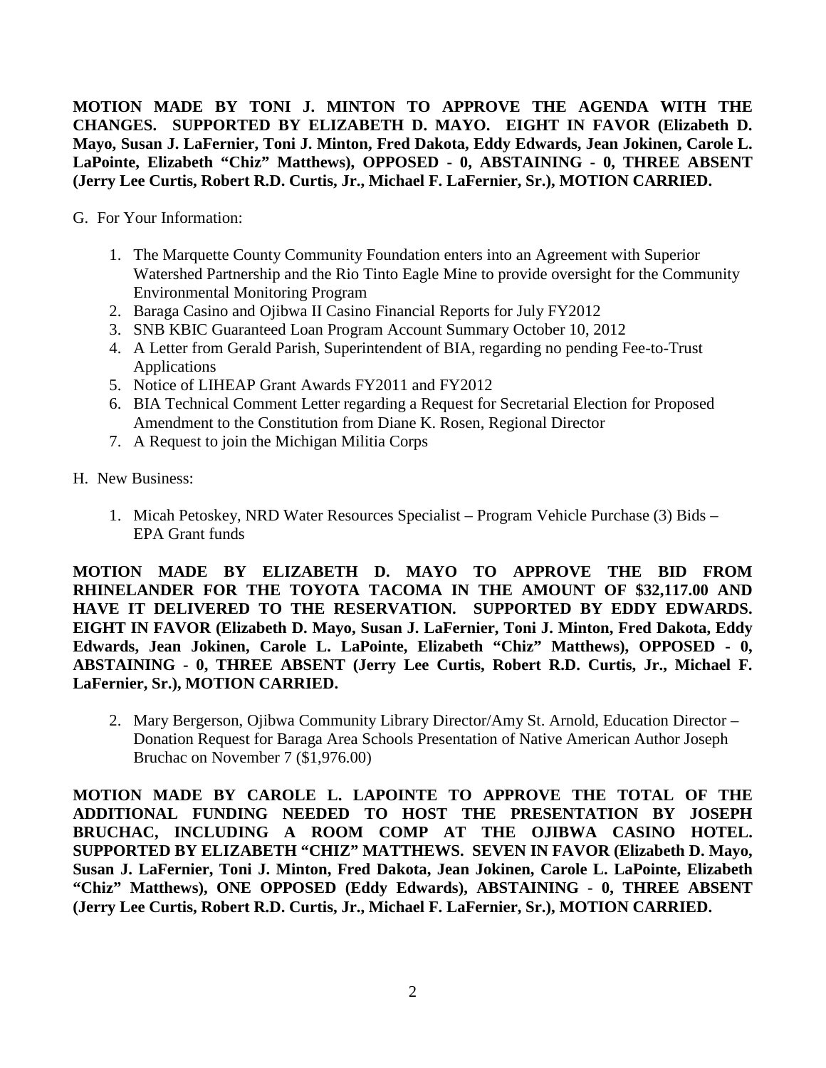**MOTION MADE BY TONI J. MINTON TO APPROVE THE AGENDA WITH THE CHANGES. SUPPORTED BY ELIZABETH D. MAYO. EIGHT IN FAVOR (Elizabeth D. Mayo, Susan J. LaFernier, Toni J. Minton, Fred Dakota, Eddy Edwards, Jean Jokinen, Carole L. LaPointe, Elizabeth "Chiz" Matthews), OPPOSED - 0, ABSTAINING - 0, THREE ABSENT (Jerry Lee Curtis, Robert R.D. Curtis, Jr., Michael F. LaFernier, Sr.), MOTION CARRIED.**

G. For Your Information:

1. The Marquette County Community Foundation enters into an Agreement with Superior Watershed Partnership and the Rio Tinto Eagle Mine to provide oversight for the Community Environmental Monitoring Program
2. Baraga Casino and Ojibwa II Casino Financial Reports for July FY2012
3. SNB KBIC Guaranteed Loan Program Account Summary October 10, 2012
4. A Letter from Gerald Parish, Superintendent of BIA, regarding no pending Fee-to-Trust Applications
5. Notice of LIHEAP Grant Awards FY2011 and FY2012
6. BIA Technical Comment Letter regarding a Request for Secretarial Election for Proposed Amendment to the Constitution from Diane K. Rosen, Regional Director
7. A Request to join the Michigan Militia Corps

H. New Business:

1. Micah Petoskey, NRD Water Resources Specialist – Program Vehicle Purchase (3) Bids – EPA Grant funds

**MOTION MADE BY ELIZABETH D. MAYO TO APPROVE THE BID FROM RHINELANDER FOR THE TOYOTA TACOMA IN THE AMOUNT OF $32,117.00 AND HAVE IT DELIVERED TO THE RESERVATION. SUPPORTED BY EDDY EDWARDS. EIGHT IN FAVOR (Elizabeth D. Mayo, Susan J. LaFernier, Toni J. Minton, Fred Dakota, Eddy Edwards, Jean Jokinen, Carole L. LaPointe, Elizabeth "Chiz" Matthews), OPPOSED - 0, ABSTAINING - 0, THREE ABSENT (Jerry Lee Curtis, Robert R.D. Curtis, Jr., Michael F. LaFernier, Sr.), MOTION CARRIED.**

2. Mary Bergerson, Ojibwa Community Library Director/Amy St. Arnold, Education Director – Donation Request for Baraga Area Schools Presentation of Native American Author Joseph Bruchac on November 7 ($1,976.00)

**MOTION MADE BY CAROLE L. LAPOINTE TO APPROVE THE TOTAL OF THE ADDITIONAL FUNDING NEEDED TO HOST THE PRESENTATION BY JOSEPH BRUCHAC, INCLUDING A ROOM COMP AT THE OJIBWA CASINO HOTEL. SUPPORTED BY ELIZABETH "CHIZ" MATTHEWS. SEVEN IN FAVOR (Elizabeth D. Mayo, Susan J. LaFernier, Toni J. Minton, Fred Dakota, Jean Jokinen, Carole L. LaPointe, Elizabeth "Chiz" Matthews), ONE OPPOSED (Eddy Edwards), ABSTAINING - 0, THREE ABSENT (Jerry Lee Curtis, Robert R.D. Curtis, Jr., Michael F. LaFernier, Sr.), MOTION CARRIED.**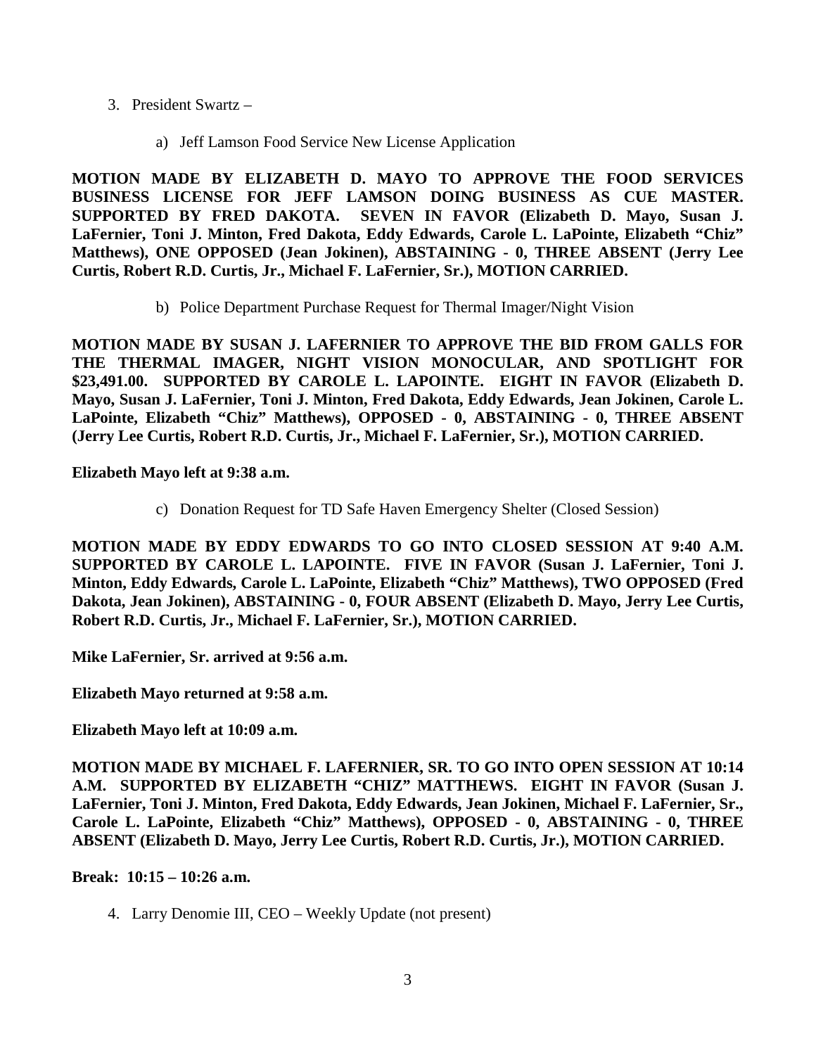3. President Swartz –

    a) Jeff Lamson Food Service New License Application

**MOTION MADE BY ELIZABETH D. MAYO TO APPROVE THE FOOD SERVICES BUSINESS LICENSE FOR JEFF LAMSON DOING BUSINESS AS CUE MASTER. SUPPORTED BY FRED DAKOTA. SEVEN IN FAVOR (Elizabeth D. Mayo, Susan J. LaFernier, Toni J. Minton, Fred Dakota, Eddy Edwards, Carole L. LaPointe, Elizabeth "Chiz" Matthews), ONE OPPOSED (Jean Jokinen), ABSTAINING - 0, THREE ABSENT (Jerry Lee Curtis, Robert R.D. Curtis, Jr., Michael F. LaFernier, Sr.), MOTION CARRIED.**

    b) Police Department Purchase Request for Thermal Imager/Night Vision

**MOTION MADE BY SUSAN J. LAFERNIER TO APPROVE THE BID FROM GALLS FOR THE THERMAL IMAGER, NIGHT VISION MONOCULAR, AND SPOTLIGHT FOR $23,491.00. SUPPORTED BY CAROLE L. LAPOINTE. EIGHT IN FAVOR (Elizabeth D. Mayo, Susan J. LaFernier, Toni J. Minton, Fred Dakota, Eddy Edwards, Jean Jokinen, Carole L. LaPointe, Elizabeth "Chiz" Matthews), OPPOSED - 0, ABSTAINING - 0, THREE ABSENT (Jerry Lee Curtis, Robert R.D. Curtis, Jr., Michael F. LaFernier, Sr.), MOTION CARRIED.**

**Elizabeth Mayo left at 9:38 a.m.**

    c) Donation Request for TD Safe Haven Emergency Shelter (Closed Session)

**MOTION MADE BY EDDY EDWARDS TO GO INTO CLOSED SESSION AT 9:40 A.M. SUPPORTED BY CAROLE L. LAPOINTE. FIVE IN FAVOR (Susan J. LaFernier, Toni J. Minton, Eddy Edwards, Carole L. LaPointe, Elizabeth "Chiz" Matthews), TWO OPPOSED (Fred Dakota, Jean Jokinen), ABSTAINING - 0, FOUR ABSENT (Elizabeth D. Mayo, Jerry Lee Curtis, Robert R.D. Curtis, Jr., Michael F. LaFernier, Sr.), MOTION CARRIED.**

**Mike LaFernier, Sr. arrived at 9:56 a.m.**

**Elizabeth Mayo returned at 9:58 a.m.**

**Elizabeth Mayo left at 10:09 a.m.**

**MOTION MADE BY MICHAEL F. LAFERNIER, SR. TO GO INTO OPEN SESSION AT 10:14 A.M. SUPPORTED BY ELIZABETH "CHIZ" MATTHEWS. EIGHT IN FAVOR (Susan J. LaFernier, Toni J. Minton, Fred Dakota, Eddy Edwards, Jean Jokinen, Michael F. LaFernier, Sr., Carole L. LaPointe, Elizabeth "Chiz" Matthews), OPPOSED - 0, ABSTAINING - 0, THREE ABSENT (Elizabeth D. Mayo, Jerry Lee Curtis, Robert R.D. Curtis, Jr.), MOTION CARRIED.**

**Break: 10:15 – 10:26 a.m.**

4. Larry Denomie III, CEO – Weekly Update (not present)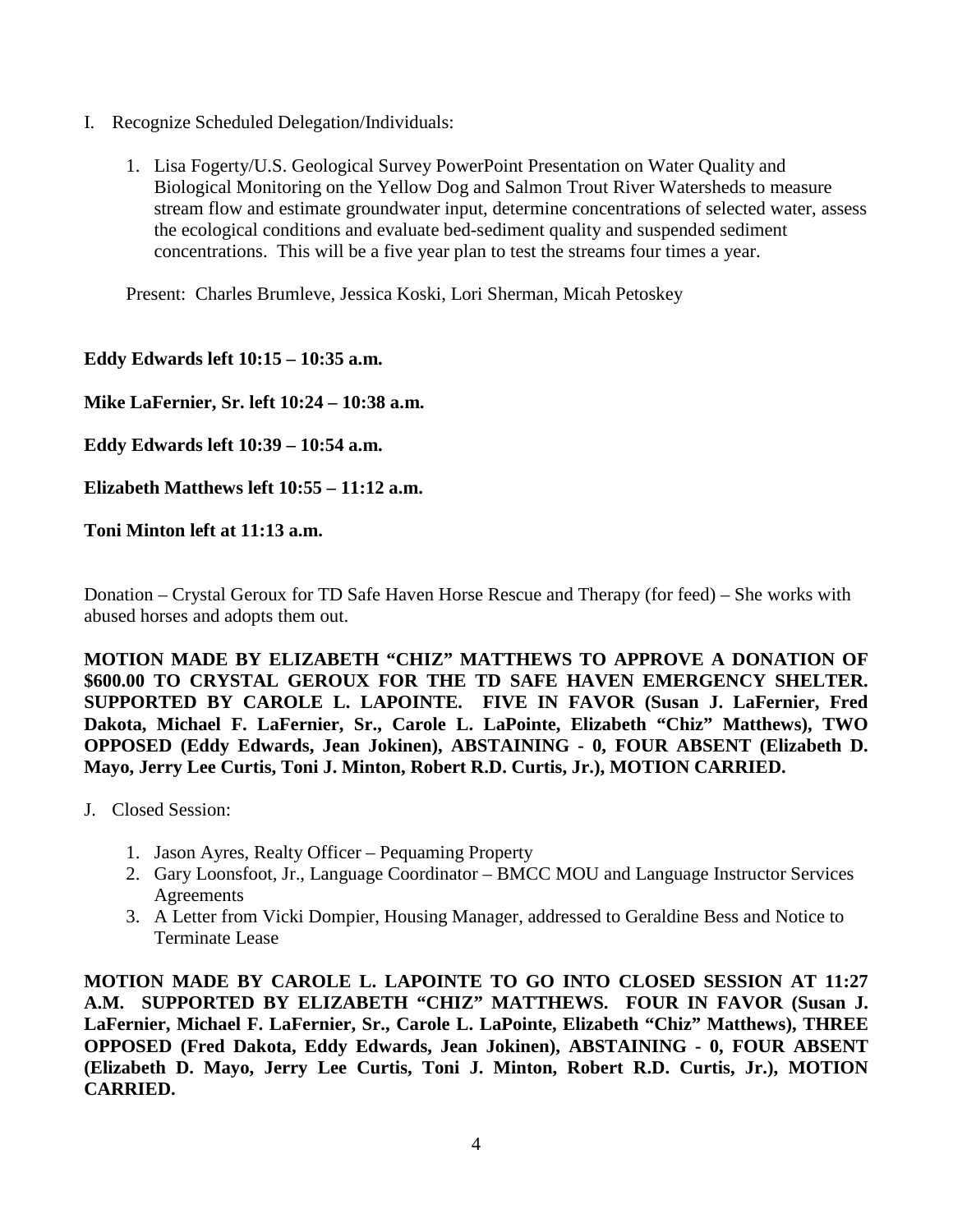I. Recognize Scheduled Delegation/Individuals:

1. Lisa Fogerty/U.S. Geological Survey PowerPoint Presentation on Water Quality and Biological Monitoring on the Yellow Dog and Salmon Trout River Watersheds to measure stream flow and estimate groundwater input, determine concentrations of selected water, assess the ecological conditions and evaluate bed-sediment quality and suspended sediment concentrations. This will be a five year plan to test the streams four times a year.

Present: Charles Brumleve, Jessica Koski, Lori Sherman, Micah Petoskey

**Eddy Edwards left 10:15 – 10:35 a.m.**

**Mike LaFernier, Sr. left 10:24 – 10:38 a.m.**

**Eddy Edwards left 10:39 – 10:54 a.m.**

**Elizabeth Matthews left 10:55 – 11:12 a.m.**

**Toni Minton left at 11:13 a.m.**

Donation – Crystal Geroux for TD Safe Haven Horse Rescue and Therapy (for feed) – She works with abused horses and adopts them out.

**MOTION MADE BY ELIZABETH "CHIZ" MATTHEWS TO APPROVE A DONATION OF $600.00 TO CRYSTAL GEROUX FOR THE TD SAFE HAVEN EMERGENCY SHELTER. SUPPORTED BY CAROLE L. LAPOINTE. FIVE IN FAVOR (Susan J. LaFernier, Fred Dakota, Michael F. LaFernier, Sr., Carole L. LaPointe, Elizabeth "Chiz" Matthews), TWO OPPOSED (Eddy Edwards, Jean Jokinen), ABSTAINING - 0, FOUR ABSENT (Elizabeth D. Mayo, Jerry Lee Curtis, Toni J. Minton, Robert R.D. Curtis, Jr.), MOTION CARRIED.**

J. Closed Session:

1. Jason Ayres, Realty Officer – Pequaming Property
2. Gary Loonsfoot, Jr., Language Coordinator – BMCC MOU and Language Instructor Services Agreements
3. A Letter from Vicki Dompier, Housing Manager, addressed to Geraldine Bess and Notice to Terminate Lease

**MOTION MADE BY CAROLE L. LAPOINTE TO GO INTO CLOSED SESSION AT 11:27 A.M. SUPPORTED BY ELIZABETH "CHIZ" MATTHEWS. FOUR IN FAVOR (Susan J. LaFernier, Michael F. LaFernier, Sr., Carole L. LaPointe, Elizabeth "Chiz" Matthews), THREE OPPOSED (Fred Dakota, Eddy Edwards, Jean Jokinen), ABSTAINING - 0, FOUR ABSENT (Elizabeth D. Mayo, Jerry Lee Curtis, Toni J. Minton, Robert R.D. Curtis, Jr.), MOTION CARRIED.**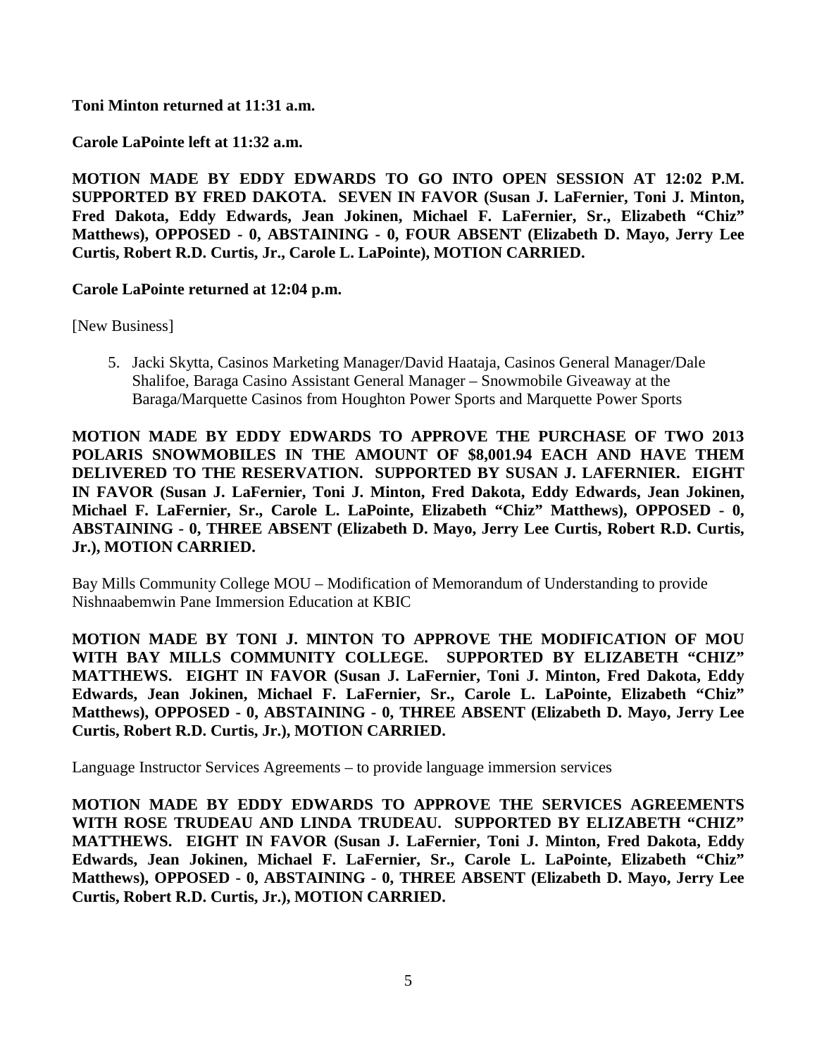**Toni Minton returned at 11:31 a.m.**

**Carole LaPointe left at 11:32 a.m.**

**MOTION MADE BY EDDY EDWARDS TO GO INTO OPEN SESSION AT 12:02 P.M. SUPPORTED BY FRED DAKOTA. SEVEN IN FAVOR (Susan J. LaFernier, Toni J. Minton, Fred Dakota, Eddy Edwards, Jean Jokinen, Michael F. LaFernier, Sr., Elizabeth "Chiz" Matthews), OPPOSED - 0, ABSTAINING - 0, FOUR ABSENT (Elizabeth D. Mayo, Jerry Lee Curtis, Robert R.D. Curtis, Jr., Carole L. LaPointe), MOTION CARRIED.**

**Carole LaPointe returned at 12:04 p.m.**

[New Business]

5. Jacki Skytta, Casinos Marketing Manager/David Haataja, Casinos General Manager/Dale Shalifoe, Baraga Casino Assistant General Manager – Snowmobile Giveaway at the Baraga/Marquette Casinos from Houghton Power Sports and Marquette Power Sports

**MOTION MADE BY EDDY EDWARDS TO APPROVE THE PURCHASE OF TWO 2013 POLARIS SNOWMOBILES IN THE AMOUNT OF $8,001.94 EACH AND HAVE THEM DELIVERED TO THE RESERVATION. SUPPORTED BY SUSAN J. LAFERNIER. EIGHT IN FAVOR (Susan J. LaFernier, Toni J. Minton, Fred Dakota, Eddy Edwards, Jean Jokinen, Michael F. LaFernier, Sr., Carole L. LaPointe, Elizabeth "Chiz" Matthews), OPPOSED - 0, ABSTAINING - 0, THREE ABSENT (Elizabeth D. Mayo, Jerry Lee Curtis, Robert R.D. Curtis, Jr.), MOTION CARRIED.**

Bay Mills Community College MOU – Modification of Memorandum of Understanding to provide Nishnaabemwin Pane Immersion Education at KBIC

**MOTION MADE BY TONI J. MINTON TO APPROVE THE MODIFICATION OF MOU WITH BAY MILLS COMMUNITY COLLEGE. SUPPORTED BY ELIZABETH "CHIZ" MATTHEWS. EIGHT IN FAVOR (Susan J. LaFernier, Toni J. Minton, Fred Dakota, Eddy Edwards, Jean Jokinen, Michael F. LaFernier, Sr., Carole L. LaPointe, Elizabeth "Chiz" Matthews), OPPOSED - 0, ABSTAINING - 0, THREE ABSENT (Elizabeth D. Mayo, Jerry Lee Curtis, Robert R.D. Curtis, Jr.), MOTION CARRIED.**

Language Instructor Services Agreements – to provide language immersion services

**MOTION MADE BY EDDY EDWARDS TO APPROVE THE SERVICES AGREEMENTS WITH ROSE TRUDEAU AND LINDA TRUDEAU. SUPPORTED BY ELIZABETH "CHIZ" MATTHEWS. EIGHT IN FAVOR (Susan J. LaFernier, Toni J. Minton, Fred Dakota, Eddy Edwards, Jean Jokinen, Michael F. LaFernier, Sr., Carole L. LaPointe, Elizabeth "Chiz" Matthews), OPPOSED - 0, ABSTAINING - 0, THREE ABSENT (Elizabeth D. Mayo, Jerry Lee Curtis, Robert R.D. Curtis, Jr.), MOTION CARRIED.**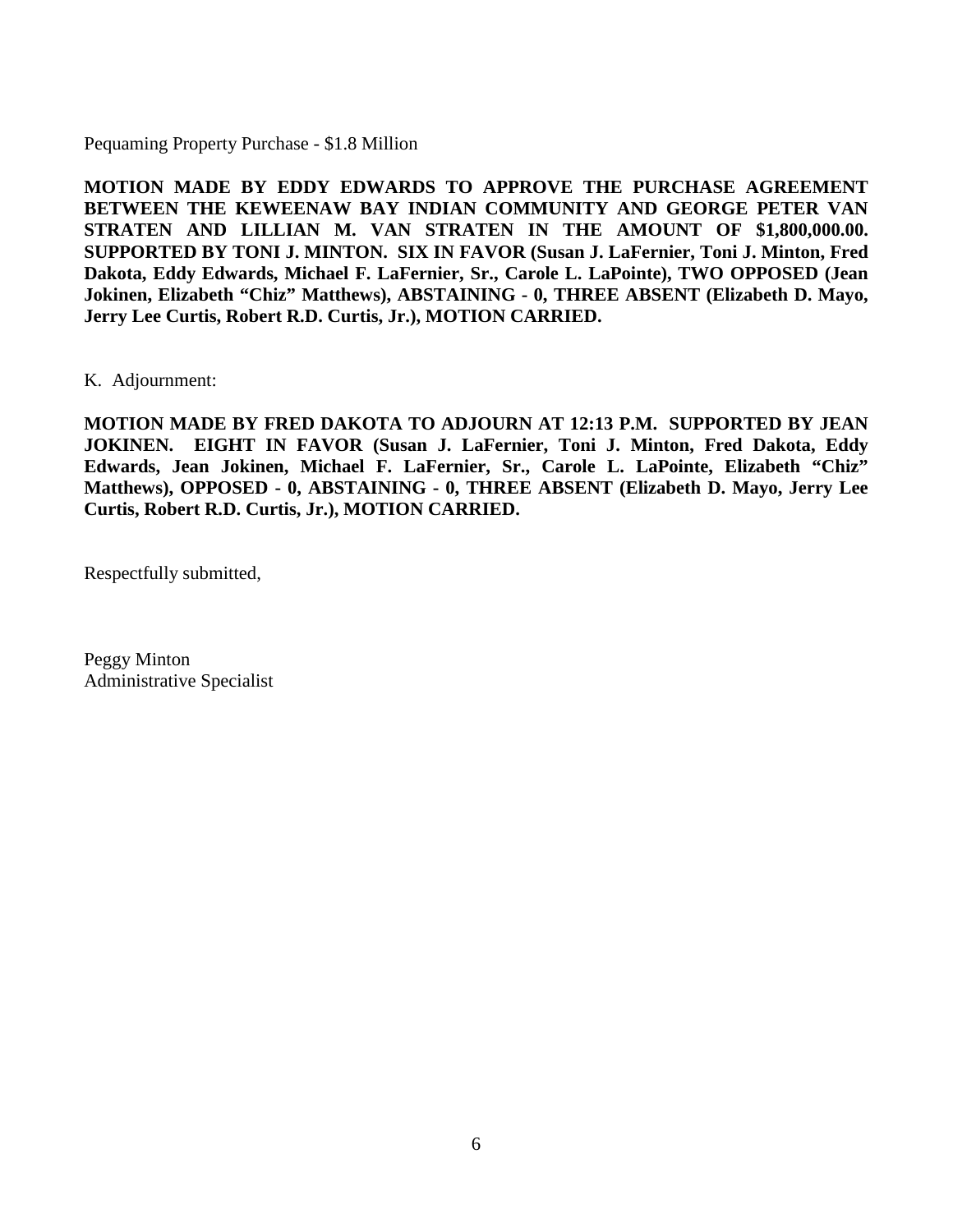Pequaming Property Purchase - $1.8 Million

**MOTION MADE BY EDDY EDWARDS TO APPROVE THE PURCHASE AGREEMENT BETWEEN THE KEWEENAW BAY INDIAN COMMUNITY AND GEORGE PETER VAN STRATEN AND LILLIAN M. VAN STRATEN IN THE AMOUNT OF $1,800,000.00. SUPPORTED BY TONI J. MINTON. SIX IN FAVOR (Susan J. LaFernier, Toni J. Minton, Fred Dakota, Eddy Edwards, Michael F. LaFernier, Sr., Carole L. LaPointe), TWO OPPOSED (Jean Jokinen, Elizabeth "Chiz" Matthews), ABSTAINING - 0, THREE ABSENT (Elizabeth D. Mayo, Jerry Lee Curtis, Robert R.D. Curtis, Jr.), MOTION CARRIED.**

K. Adjournment:

**MOTION MADE BY FRED DAKOTA TO ADJOURN AT 12:13 P.M. SUPPORTED BY JEAN JOKINEN. EIGHT IN FAVOR (Susan J. LaFernier, Toni J. Minton, Fred Dakota, Eddy Edwards, Jean Jokinen, Michael F. LaFernier, Sr., Carole L. LaPointe, Elizabeth "Chiz" Matthews), OPPOSED - 0, ABSTAINING - 0, THREE ABSENT (Elizabeth D. Mayo, Jerry Lee Curtis, Robert R.D. Curtis, Jr.), MOTION CARRIED.**

Respectfully submitted,

Peggy Minton
Administrative Specialist